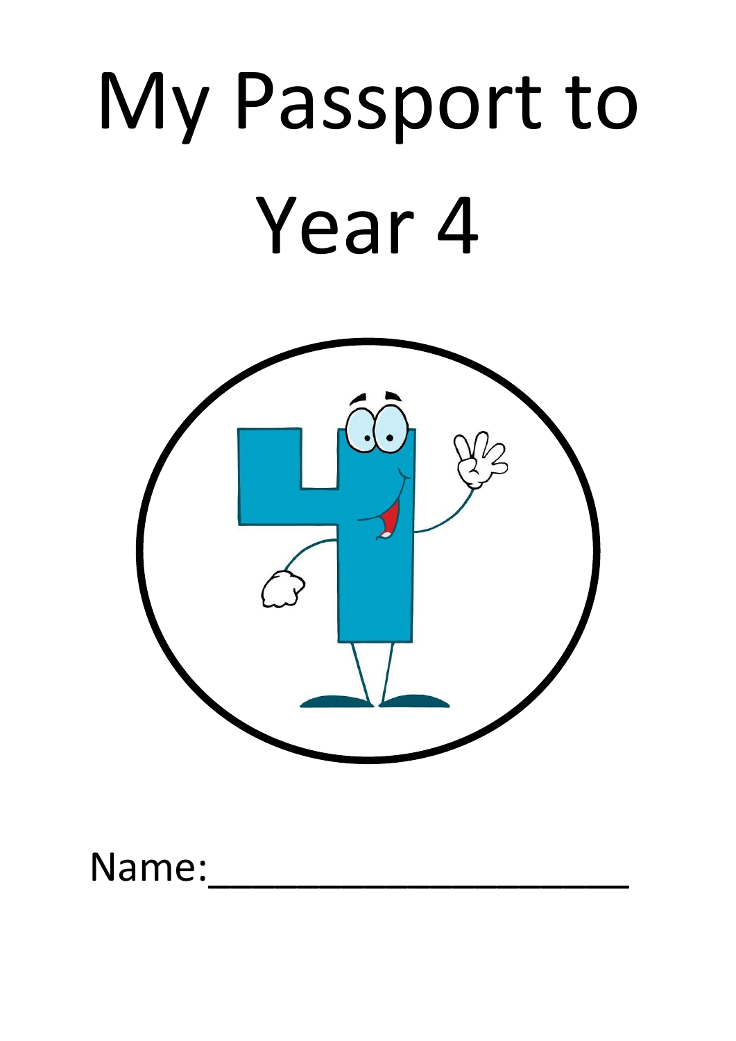# My Passport to Year 4

Name:_______________________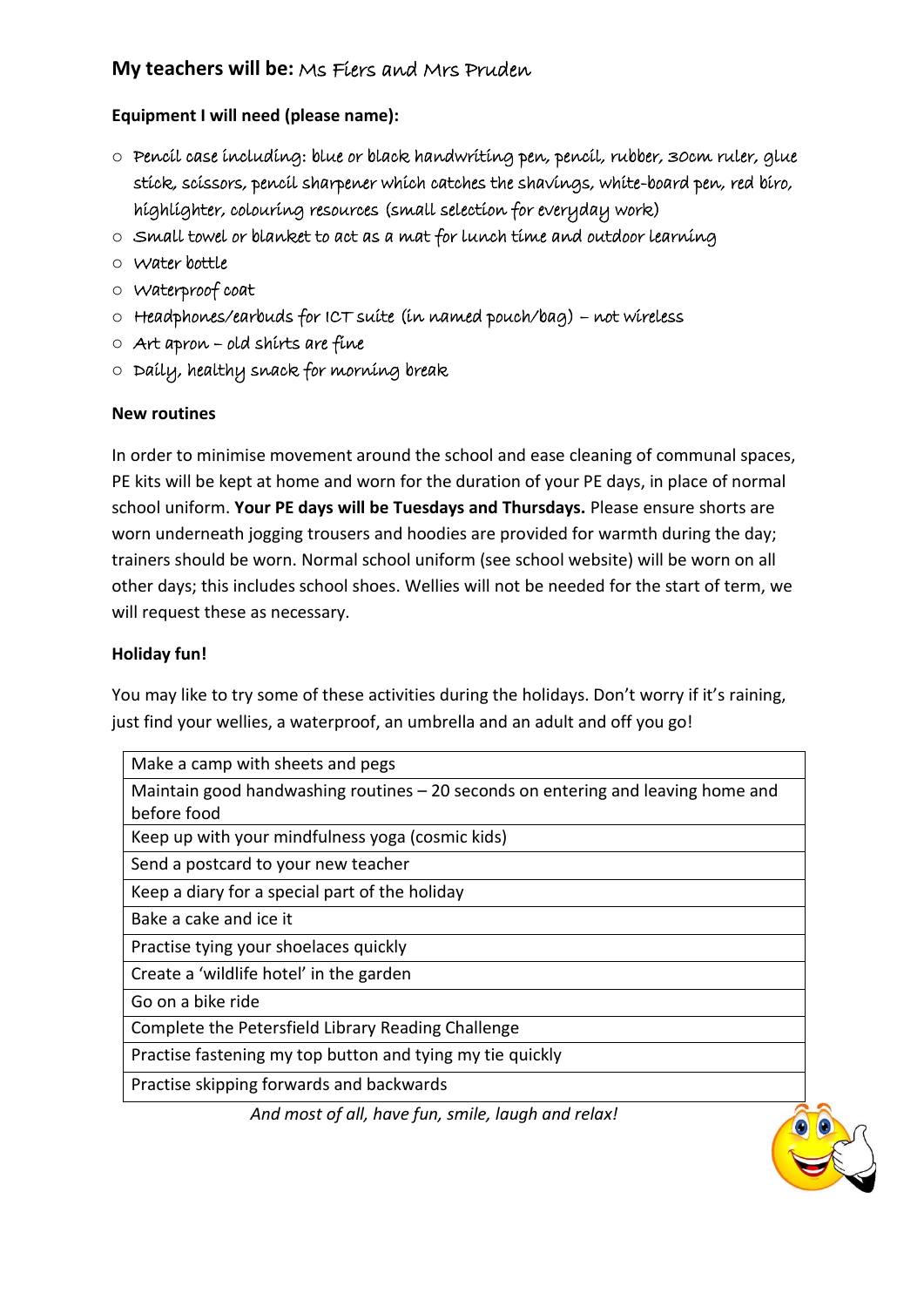**My teachers will be:** Ms Fiers and Mrs Pruden

**Equipment I will need (please name):**

- Pencil case including: blue or black handwriting pen, pencil, rubber, 30cm ruler, glue stick, scissors, pencil sharpener which catches the shavings, white-board pen, red biro, highlighter, colouring resources (small selection for everyday work)
- Small towel or blanket to act as a mat for lunch time and outdoor learning
- Water bottle
- Waterproof coat
- Headphones/earbuds for ICT suite (in named pouch/bag) – not wireless
- Art apron – old shirts are fine
- Daily, healthy snack for morning break

**New routines**

In order to minimise movement around the school and ease cleaning of communal spaces, PE kits will be kept at home and worn for the duration of your PE days, in place of normal school uniform. **Your PE days will be Tuesdays and Thursdays.** Please ensure shorts are worn underneath jogging trousers and hoodies are provided for warmth during the day; trainers should be worn. Normal school uniform (see school website) will be worn on all other days; this includes school shoes. Wellies will not be needed for the start of term, we will request these as necessary.

**Holiday fun!**

You may like to try some of these activities during the holidays. Don't worry if it's raining, just find your wellies, a waterproof, an umbrella and an adult and off you go!

| Make a camp with sheets and pegs |
|---|
| Maintain good handwashing routines – 20 seconds on entering and leaving home and before food |
| Keep up with your mindfulness yoga (cosmic kids) |
| Send a postcard to your new teacher |
| Keep a diary for a special part of the holiday |
| Bake a cake and ice it |
| Practise tying your shoelaces quickly |
| Create a 'wildlife hotel' in the garden |
| Go on a bike ride |
| Complete the Petersfield Library Reading Challenge |
| Practise fastening my top button and tying my tie quickly |
| Practise skipping forwards and backwards |

*And most of all, have fun, smile, laugh and relax!*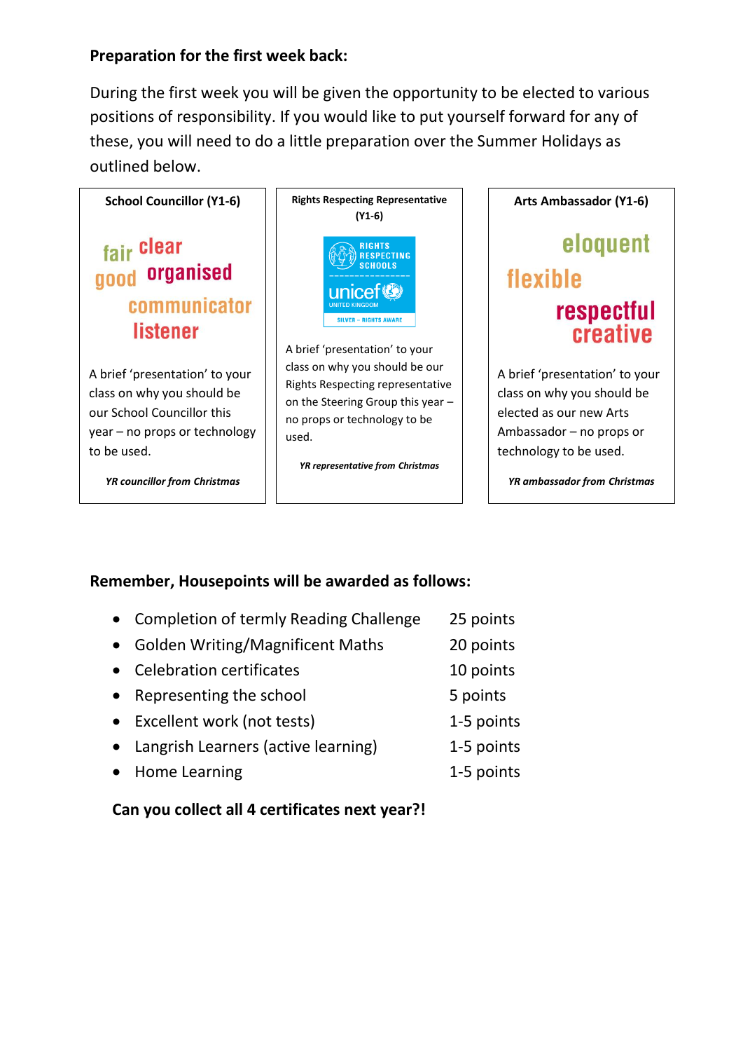**Preparation for the first week back:**

During the first week you will be given the opportunity to be elected to various positions of responsibility. If you would like to put yourself forward for any of these, you will need to do a little preparation over the Summer Holidays as outlined below.

**School Councillor (Y1-6)**

fair clear good organised communicator listener

A brief 'presentation' to your class on why you should be our School Councillor this year – no props or technology to be used.

***YR councillor from Christmas***

**Rights Respecting Representative (Y1-6)**

RIGHTS RESPECTING SCHOOLS unicef UNITED KINGDOM SILVER – RIGHTS AWARE

A brief 'presentation' to your class on why you should be our Rights Respecting representative on the Steering Group this year – no props or technology to be used.

***YR representative from Christmas***

**Arts Ambassador (Y1-6)**

eloquent flexible respectful creative

A brief 'presentation' to your class on why you should be elected as our new Arts Ambassador – no props or technology to be used.

***YR ambassador from Christmas***

**Remember, Housepoints will be awarded as follows:**

- Completion of termly Reading Challenge 25 points
- Golden Writing/Magnificent Maths 20 points
- Celebration certificates 10 points
- Representing the school 5 points
- Excellent work (not tests) 1-5 points
- Langrish Learners (active learning) 1-5 points
- Home Learning 1-5 points

**Can you collect all 4 certificates next year?!**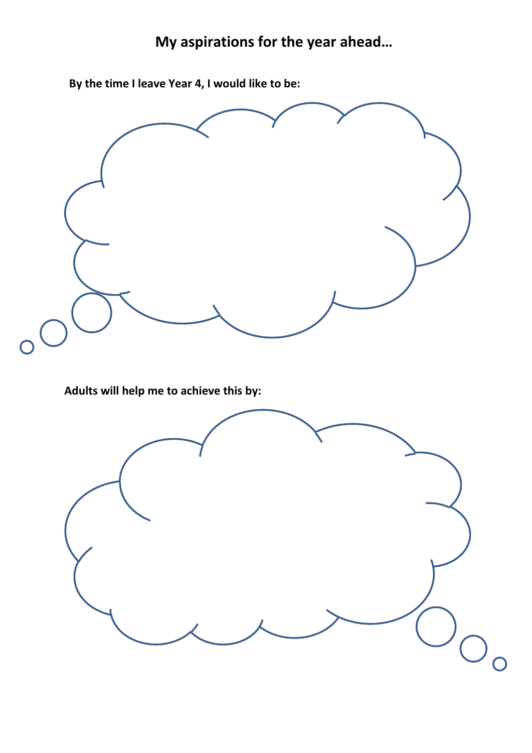# My aspirations for the year ahead…

**By the time I leave Year 4, I would like to be:**

**Adults will help me to achieve this by:**